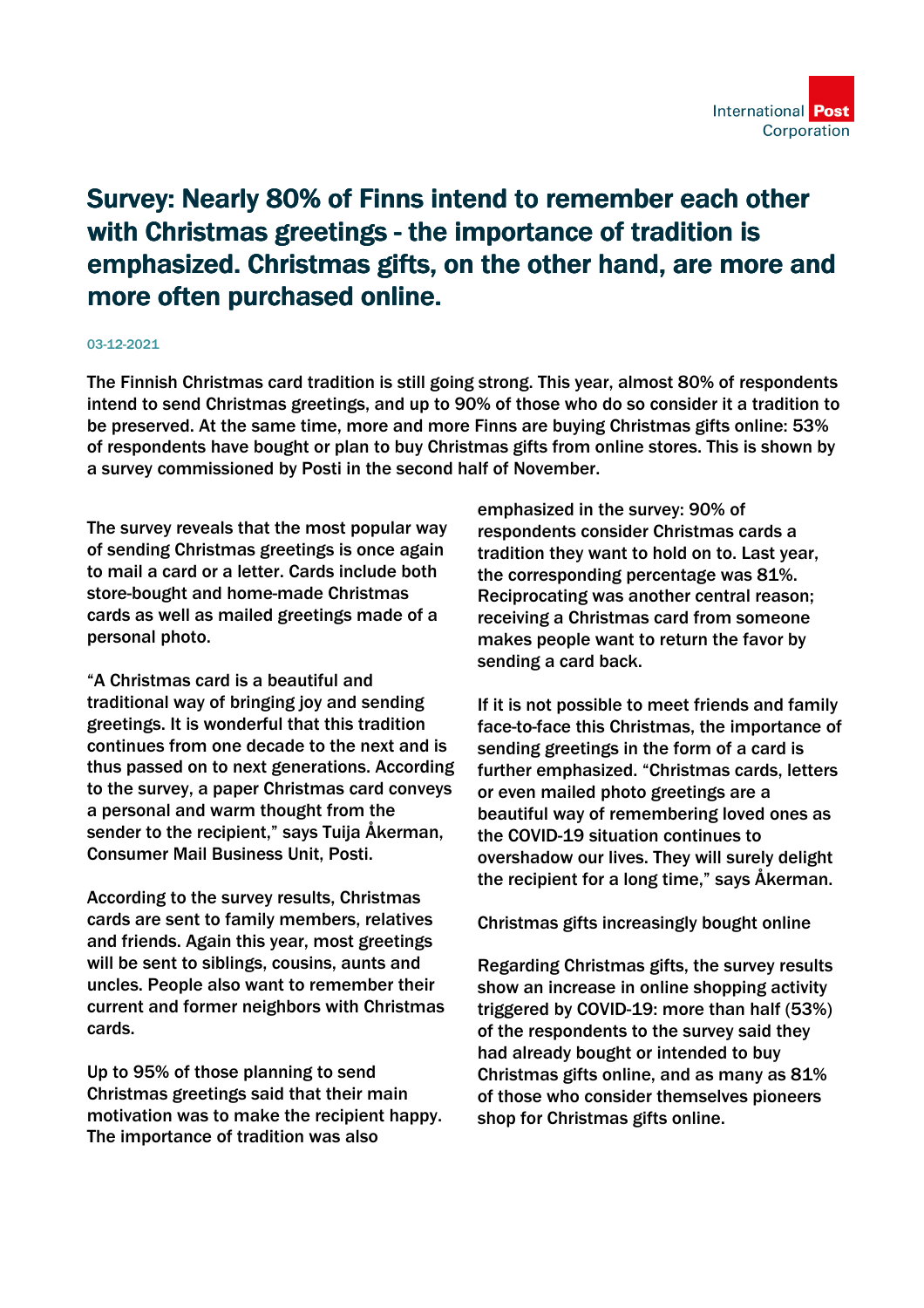# Survey: Nearly 80% of Finns intend to remember each other with Christmas greetings - the importance of tradition is emphasized. Christmas gifts, on the other hand, are more and more often purchased online.

03-12-2021

**The Finnish Christmas card tradition is still going strong. This year, almost 80% of respondents intend to send Christmas greetings, and up to 90% of those who do so consider it a tradition to be preserved. At the same time, more and more Finns are buying Christmas gifts online: 53% of respondents have bought or plan to buy Christmas gifts from online stores. This is shown by a survey commissioned by Posti in the second half of November.**

The survey reveals that the most popular way of sending Christmas greetings is once again to mail a card or a letter. Cards include both store-bought and home-made Christmas cards as well as mailed greetings made of a personal photo.

"A Christmas card is a beautiful and traditional way of bringing joy and sending greetings. It is wonderful that this tradition continues from one decade to the next and is thus passed on to next generations. According to the survey, a paper Christmas card conveys a personal and warm thought from the sender to the recipient," says Tuija Åkerman, Consumer Mail Business Unit, Posti.

According to the survey results, Christmas cards are sent to family members, relatives and friends. Again this year, most greetings will be sent to siblings, cousins, aunts and uncles. People also want to remember their current and former neighbors with Christmas cards.

Up to 95% of those planning to send Christmas greetings said that their main motivation was to make the recipient happy. The importance of tradition was also emphasized in the survey: 90% of respondents consider Christmas cards a tradition they want to hold on to. Last year, the corresponding percentage was 81%. Reciprocating was another central reason; receiving a Christmas card from someone makes people want to return the favor by sending a card back.

If it is not possible to meet friends and family face-to-face this Christmas, the importance of sending greetings in the form of a card is further emphasized. "Christmas cards, letters or even mailed photo greetings are a beautiful way of remembering loved ones as the COVID-19 situation continues to overshadow our lives. They will surely delight the recipient for a long time," says Åkerman.

Christmas gifts increasingly bought online

Regarding Christmas gifts, the survey results show an increase in online shopping activity triggered by COVID-19: more than half (53%) of the respondents to the survey said they had already bought or intended to buy Christmas gifts online, and as many as 81% of those who consider themselves pioneers shop for Christmas gifts online.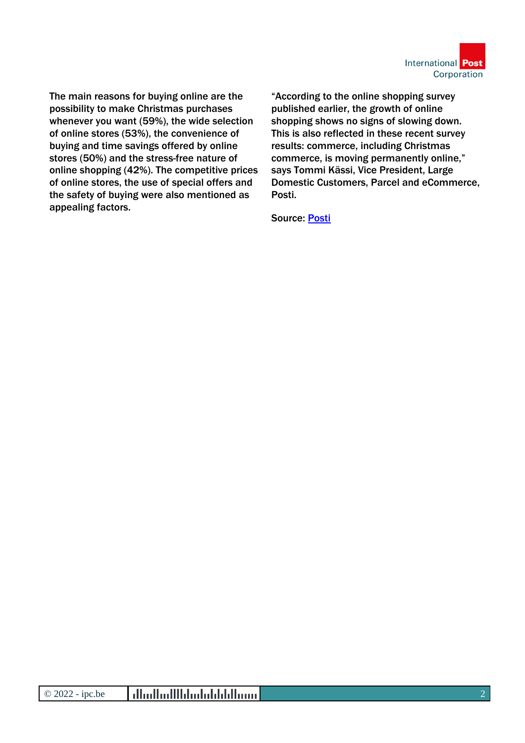The main reasons for buying online are the possibility to make Christmas purchases whenever you want (59%), the wide selection of online stores (53%), the convenience of buying and time savings offered by online stores (50%) and the stress-free nature of online shopping (42%). The competitive prices of online stores, the use of special offers and the safety of buying were also mentioned as appealing factors.

"According to the online shopping survey published earlier, the growth of online shopping shows no signs of slowing down. This is also reflected in these recent survey results: commerce, including Christmas commerce, is moving permanently online," says Tommi Kässi, Vice President, Large Domestic Customers, Parcel and eCommerce, Posti.

Source: Posti